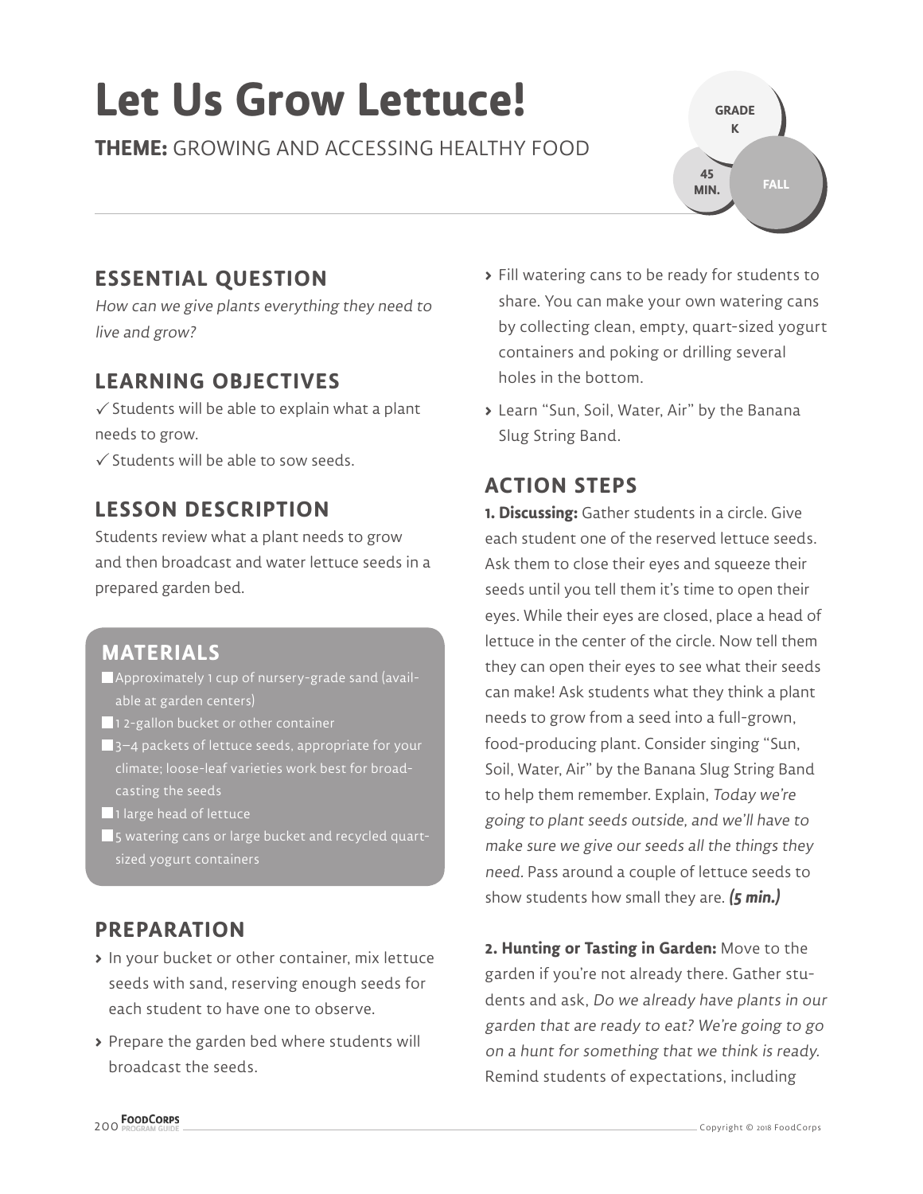# Let Us Grow Lettuce!

**THEME:** GROWING AND ACCESSING HEALTHY FOOD

GRADE K

45 MIN.

FALL

## ESSENTIAL QUESTION

*How can we give plants everything they need to live and grow?*

## LEARNING OBJECTIVES

✓ Students will be able to explain what a plant needs to grow.
✓ Students will be able to sow seeds.

## LESSON DESCRIPTION

Students review what a plant needs to grow and then broadcast and water lettuce seeds in a prepared garden bed.

## MATERIALS

- Approximately 1 cup of nursery-grade sand (available at garden centers)
- 1 2-gallon bucket or other container
- 3–4 packets of lettuce seeds, appropriate for your climate; loose-leaf varieties work best for broadcasting the seeds
- 1 large head of lettuce
- 5 watering cans or large bucket and recycled quart-sized yogurt containers

## PREPARATION

- In your bucket or other container, mix lettuce seeds with sand, reserving enough seeds for each student to have one to observe.
- Prepare the garden bed where students will broadcast the seeds.
- Fill watering cans to be ready for students to share. You can make your own watering cans by collecting clean, empty, quart-sized yogurt containers and poking or drilling several holes in the bottom.
- Learn "Sun, Soil, Water, Air" by the Banana Slug String Band.

## ACTION STEPS

**1. Discussing:** Gather students in a circle. Give each student one of the reserved lettuce seeds. Ask them to close their eyes and squeeze their seeds until you tell them it's time to open their eyes. While their eyes are closed, place a head of lettuce in the center of the circle. Now tell them they can open their eyes to see what their seeds can make! Ask students what they think a plant needs to grow from a seed into a full-grown, food-producing plant. Consider singing "Sun, Soil, Water, Air" by the Banana Slug String Band to help them remember. Explain, *Today we're going to plant seeds outside, and we'll have to make sure we give our seeds all the things they need.* Pass around a couple of lettuce seeds to show students how small they are. ***(5 min.)***

**2. Hunting or Tasting in Garden:** Move to the garden if you're not already there. Gather students and ask, *Do we already have plants in our garden that are ready to eat? We're going to go on a hunt for something that we think is ready.* Remind students of expectations, including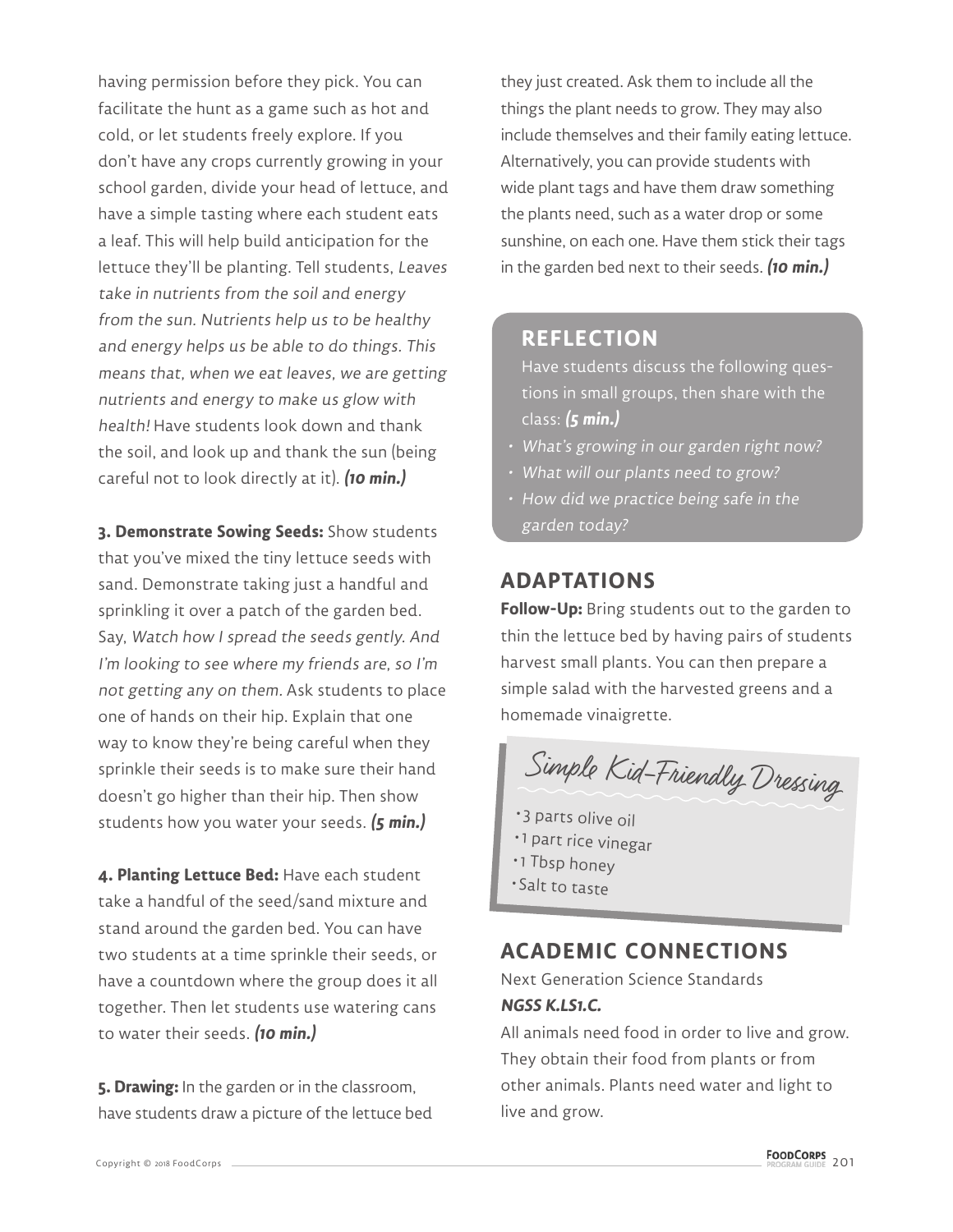having permission before they pick. You can facilitate the hunt as a game such as hot and cold, or let students freely explore. If you don't have any crops currently growing in your school garden, divide your head of lettuce, and have a simple tasting where each student eats a leaf. This will help build anticipation for the lettuce they'll be planting. Tell students, *Leaves take in nutrients from the soil and energy from the sun. Nutrients help us to be healthy and energy helps us be able to do things. This means that, when we eat leaves, we are getting nutrients and energy to make us glow with health!* Have students look down and thank the soil, and look up and thank the sun (being careful not to look directly at it). ***(10 min.)***

**3. Demonstrate Sowing Seeds:** Show students that you've mixed the tiny lettuce seeds with sand. Demonstrate taking just a handful and sprinkling it over a patch of the garden bed. Say, *Watch how I spread the seeds gently. And I'm looking to see where my friends are, so I'm not getting any on them.* Ask students to place one of hands on their hip. Explain that one way to know they're being careful when they sprinkle their seeds is to make sure their hand doesn't go higher than their hip. Then show students how you water your seeds. ***(5 min.)***

**4. Planting Lettuce Bed:** Have each student take a handful of the seed/sand mixture and stand around the garden bed. You can have two students at a time sprinkle their seeds, or have a countdown where the group does it all together. Then let students use watering cans to water their seeds. ***(10 min.)***

**5. Drawing:** In the garden or in the classroom, have students draw a picture of the lettuce bed they just created. Ask them to include all the things the plant needs to grow. They may also include themselves and their family eating lettuce. Alternatively, you can provide students with wide plant tags and have them draw something the plants need, such as a water drop or some sunshine, on each one. Have them stick their tags in the garden bed next to their seeds. ***(10 min.)***

## REFLECTION

Have students discuss the following questions in small groups, then share with the class: ***(5 min.)***

- *What's growing in our garden right now?*
- *What will our plants need to grow?*
- *How did we practice being safe in the garden today?*

## ADAPTATIONS

**Follow-Up:** Bring students out to the garden to thin the lettuce bed by having pairs of students harvest small plants. You can then prepare a simple salad with the harvested greens and a homemade vinaigrette.

### Simple Kid-Friendly Dressing

- 3 parts olive oil
- 1 part rice vinegar
- 1 Tbsp honey
- Salt to taste

## ACADEMIC CONNECTIONS

Next Generation Science Standards

***NGSS K.LS1.C.***

All animals need food in order to live and grow. They obtain their food from plants or from other animals. Plants need water and light to live and grow.